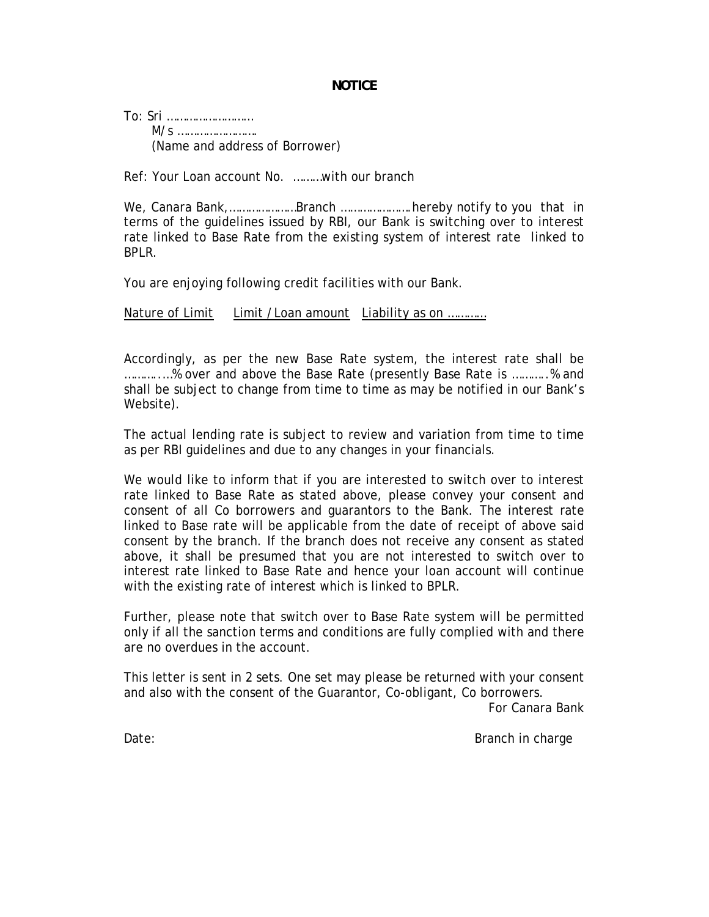**NOTICE**

To: Sri ……………………….
M/s …………………….
(Name and address of Borrower)

Ref: Your Loan account No. ………with our branch

We, Canara Bank,…………………Branch ………………….hereby notify to you that in terms of the guidelines issued by RBI, our Bank is switching over to interest rate linked to Base Rate from the existing system of interest rate linked to BPLR.

You are enjoying following credit facilities with our Bank.

| Nature of Limit | Limit / Loan amount | Liability as on ……….. |
|---|---|---|

Accordingly, as per the new Base Rate system, the interest rate shall be ………….% over and above the Base Rate (presently Base Rate is ……….% and shall be subject to change from time to time as may be notified in our Bank's Website).

The actual lending rate is subject to review and variation from time to time as per RBI guidelines and due to any changes in your financials.

We would like to inform that if you are interested to switch over to interest rate linked to Base Rate as stated above, please convey your consent and consent of all Co borrowers and guarantors to the Bank. The interest rate linked to Base rate will be applicable from the date of receipt of above said consent by the branch. If the branch does not receive any consent as stated above, it shall be presumed that you are not interested to switch over to interest rate linked to Base Rate and hence your loan account will continue with the existing rate of interest which is linked to BPLR.

Further, please note that switch over to Base Rate system will be permitted only if all the sanction terms and conditions are fully complied with and there are no overdues in the account.

This letter is sent in 2 sets. One set may please be returned with your consent and also with the consent of the Guarantor, Co-obligant, Co borrowers.

For Canara Bank

Date:

Branch in charge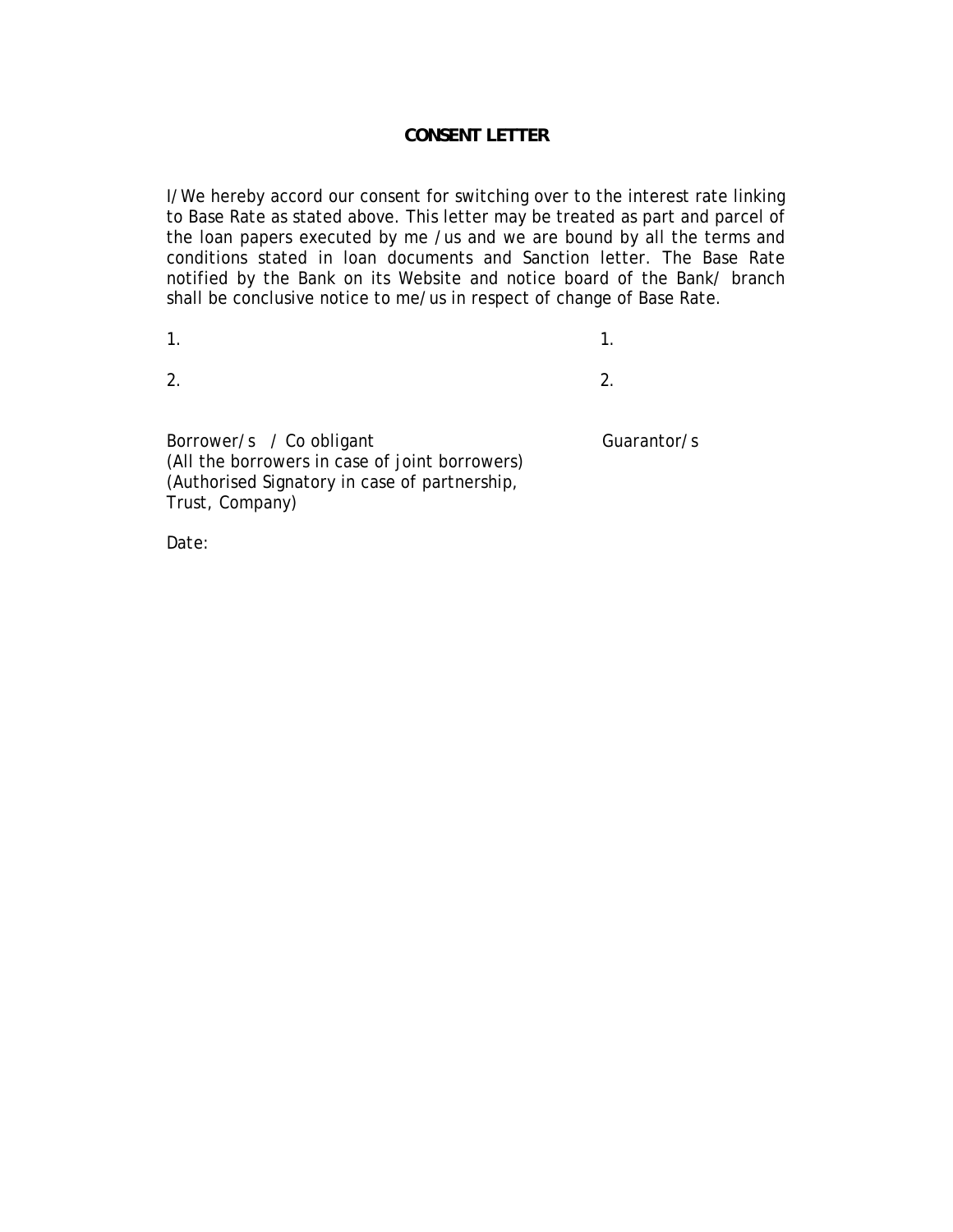**CONSENT LETTER**

I/We hereby accord our consent for switching over to the interest rate linking to Base Rate as stated above. This letter may be treated as part and parcel of the loan papers executed by me /us and we are bound by all the terms and conditions stated in loan documents and Sanction letter. The Base Rate notified by the Bank on its Website and notice board of the Bank/ branch shall be conclusive notice to me/us in respect of change of Base Rate.

| | |
|---|---|
| 1. | 1. |
| 2. | 2. |
| Borrower/s / Co obligant<br>(All the borrowers in case of joint borrowers)<br>(Authorised Signatory in case of partnership, Trust, Company) | Guarantor/s |

Date: